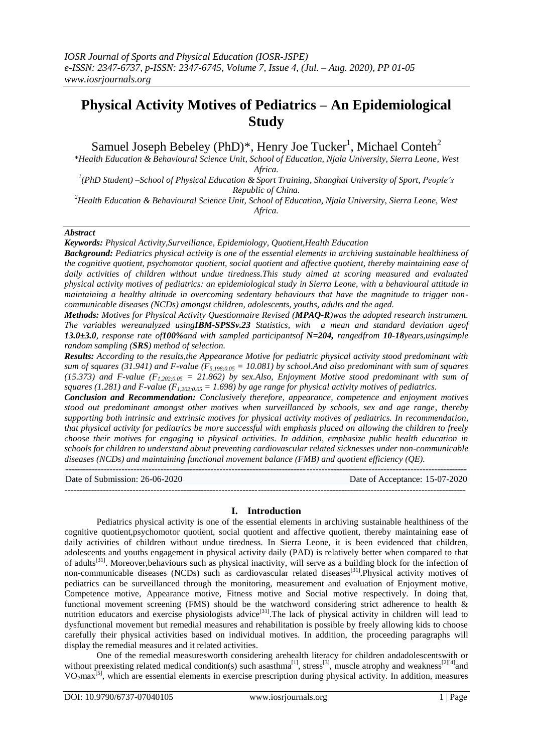# Physical Activity Motives of Pediatrics – An Epidemiological Study

Samuel Joseph Bebeley (PhD)*, Henry Joe Tucker[1], Michael Conteh[2]

*Health Education & Behavioural Science Unit, School of Education, Njala University, Sierra Leone, West Africa.*

[1]*(PhD Student) –School of Physical Education & Sport Training, Shanghai University of Sport, People's Republic of China.*

[2]*Health Education & Behavioural Science Unit, School of Education, Njala University, Sierra Leone, West Africa.*

### *Abstract*

***Keywords:*** *Physical Activity,Surveillance, Epidemiology, Quotient,Health Education*

***Background:*** *Pediatrics physical activity is one of the essential elements in archiving sustainable healthiness of the cognitive quotient, psychomotor quotient, social quotient and affective quotient, thereby maintaining ease of daily activities of children without undue tiredness.This study aimed at scoring measured and evaluated physical activity motives of pediatrics: an epidemiological study in Sierra Leone, with a behavioural attitude in maintaining a healthy altitude in overcoming sedentary behaviours that have the magnitude to trigger non-communicable diseases (NCDs) amongst children, adolescents, youths, adults and the aged.*

***Methods:*** *Motives for Physical Activity Questionnaire Revised (**MPAQ-R**)was the adopted research instrument. The variables wereanalyzed using**IBM-SPSSv.23** Statistics, with a mean and standard deviation ageof **13.0±3.0**, response rate of**100%**and with sampled participantsof **N=204,** rangedfrom **10-18**years,usingsimple random sampling (**SRS**) method of selection.*

***Results:*** *According to the results,the Appearance Motive for pediatric physical activity stood predominant with sum of squares (31.941) and F-value ($F_{5,198;0.05} = 10.081$) by school.And also predominant with sum of squares (15.373) and F-value ($F_{1,202;0.05} = 21.862$) by sex.Also, Enjoyment Motive stood predominant with sum of squares (1.281) and F-value ($F_{1,202;0.05} = 1.698$) by age range for physical activity motives of pediatrics.*

***Conclusion and Recommendation:*** *Conclusively therefore, appearance, competence and enjoyment motives stood out predominant amongst other motives when surveillanced by schools, sex and age range, thereby supporting both intrinsic and extrinsic motives for physical activity motives of pediatrics. In recommendation, that physical activity for pediatrics be more successful with emphasis placed on allowing the children to freely choose their motives for engaging in physical activities. In addition, emphasize public health education in schools for children to understand about preventing cardiovascular related sicknesses under non-communicable diseases (NCDs) and maintaining functional movement balance (FMB) and quotient efficiency (QE).*

---

Date of Submission: 26-06-2020 Date of Acceptance: 15-07-2020

---

## I. Introduction

Pediatrics physical activity is one of the essential elements in archiving sustainable healthiness of the cognitive quotient,psychomotor quotient, social quotient and affective quotient, thereby maintaining ease of daily activities of children without undue tiredness. In Sierra Leone, it is been evidenced that children, adolescents and youths engagement in physical activity daily (PAD) is relatively better when compared to that of adults[31]. Moreover,behaviours such as physical inactivity, will serve as a building block for the infection of non-communicable diseases (NCDs) such as cardiovascular related diseases[31].Physical activity motives of pediatrics can be surveillanced through the monitoring, measurement and evaluation of Enjoyment motive, Competence motive, Appearance motive, Fitness motive and Social motive respectively. In doing that, functional movement screening (FMS) should be the watchword considering strict adherence to health & nutrition educators and exercise physiologists advice[31].The lack of physical activity in children will lead to dysfunctional movement but remedial measures and rehabilitation is possible by freely allowing kids to choose carefully their physical activities based on individual motives. In addition, the proceeding paragraphs will display the remedial measures and it related activities.

One of the remedial measuresworth considering arehealth literacy for children andadolescentswith or without preexisting related medical condition(s) such asasthma[1], stress[3], muscle atrophy and weakness[2][4]and $VO_2max$[5], which are essential elements in exercise prescription during physical activity. In addition, measures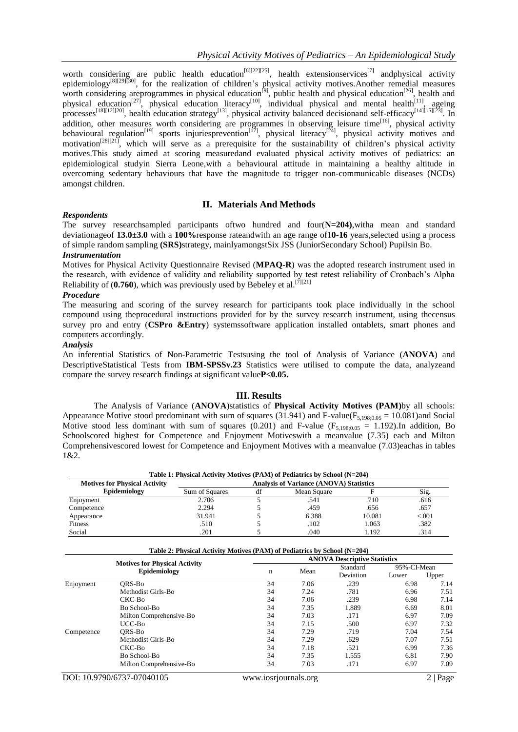worth considering are public health education[6][22][25], health extensionservices[7] andphysical activity epidemiology[8][29][30], for the realization of children's physical activity motives.Another remedial measures worth considering areprogrammes in physical education[9], public health and physical education[26], health and physical education[27], physical education literacy[10], individual physical and mental health[11], ageing processes[18][12][20], health education strategy[13], physical activity balanced decisionand self-efficacy[14][15][23]. In addition, other measures worth considering are programmes in observing leisure time[16], physical activity behavioural regulation[19] sports injuriesprevention[17], physical literacy[24], physical activity motives and motivation[28][21], which will serve as a prerequisite for the sustainability of children's physical activity motives.This study aimed at scoring measuredand evaluated physical activity motives of pediatrics: an epidemiological studyin Sierra Leone,with a behavioural attitude in maintaining a healthy altitude in overcoming sedentary behaviours that have the magnitude to trigger non-communicable diseases (NCDs) amongst children.

## II. Materials And Methods

***Respondents***

The survey researchsampled participants oftwo hundred and four(**N=204)**,witha mean and standard deviationageof **13.0±3.0** with a **100%**response rateandwith an age range of1**0-16** years,selected using a process of simple random sampling **(SRS)**strategy, mainlyamongstSix JSS (JuniorSecondary School) Pupilsin Bo.

***Instrumentation***

Motives for Physical Activity Questionnaire Revised (**MPAQ-R**) was the adopted research instrument used in the research, with evidence of validity and reliability supported by test retest reliability of Cronbach's Alpha Reliability of (**0.760**), which was previously used by Bebeley et al.[7][21]

***Procedure***

The measuring and scoring of the survey research for participants took place individually in the school compound using theprocedural instructions provided for by the survey research instrument, using thecensus survey pro and entry (**CSPro &Entry**) systemssoftware application installed ontablets, smart phones and computers accordingly.

***Analysis***

An inferential Statistics of Non-Parametric Testsusing the tool of Analysis of Variance (**ANOVA**) and DescriptiveStatistical Tests from **IBM-SPSSv.23** Statistics were utilised to compute the data, analyzeand compare the survey research findings at significant value**P<0.05.**

## III. Results

The Analysis of Variance (**ANOVA**)statistics of **Physical Activity Motives (PAM)**by all schools: Appearance Motive stood predominant with sum of squares (31.941) and F-value($F_{5,198;0.05}$ = 10.081)and Social Motive stood less dominant with sum of squares (0.201) and F-value ($F_{5,198;0.05}$ = 1.192).In addition, Bo Schoolscored highest for Competence and Enjoyment Motiveswith a meanvalue (7.35) each and Milton Comprehensivescored lowest for Competence and Enjoyment Motives with a meanvalue (7.03)eachas in tables 1&2.

**Table 1: Physical Activity Motives (PAM) of Pediatrics by School (N=204)**

| Motives for Physical Activity Epidemiology | Analysis of Variance (ANOVA) Statistics | | | | |
|---|---|---|---|---|---|
| | Sum of Squares | df | Mean Square | F | Sig. |
| Enjoyment | 2.706 | 5 | .541 | .710 | .616 |
| Competence | 2.294 | 5 | .459 | .656 | .657 |
| Appearance | 31.941 | 5 | 6.388 | 10.081 | <.001 |
| Fitness | .510 | 5 | .102 | 1.063 | .382 |
| Social | .201 | 5 | .040 | 1.192 | .314 |

**Table 2: Physical Activity Motives (PAM) of Pediatrics by School (N=204)**

| Motives for Physical Activity Epidemiology | | ANOVA Descriptive Statistics | | | | |
|---|---|---|---|---|---|---|
| | | n | Mean | Standard Deviation | 95%-CI-Mean Lower | Upper |
| Enjoyment | QRS-Bo | 34 | 7.06 | .239 | 6.98 | 7.14 |
| | Methodist Girls-Bo | 34 | 7.24 | .781 | 6.96 | 7.51 |
| | CKC-Bo | 34 | 7.06 | .239 | 6.98 | 7.14 |
| | Bo School-Bo | 34 | 7.35 | 1.889 | 6.69 | 8.01 |
| | Milton Comprehensive-Bo | 34 | 7.03 | .171 | 6.97 | 7.09 |
| | UCC-Bo | 34 | 7.15 | .500 | 6.97 | 7.32 |
| Competence | QRS-Bo | 34 | 7.29 | .719 | 7.04 | 7.54 |
| | Methodist Girls-Bo | 34 | 7.29 | .629 | 7.07 | 7.51 |
| | CKC-Bo | 34 | 7.18 | .521 | 6.99 | 7.36 |
| | Bo School-Bo | 34 | 7.35 | 1.555 | 6.81 | 7.90 |
| | Milton Comprehensive-Bo | 34 | 7.03 | .171 | 6.97 | 7.09 |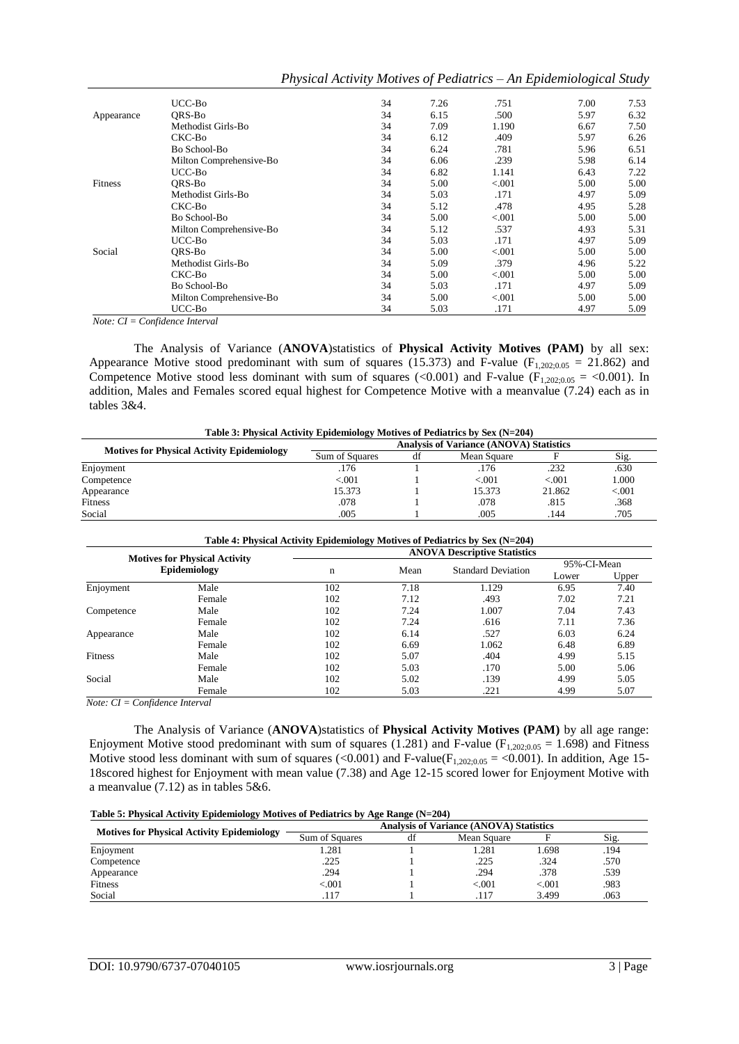| | | | | | | |
|---|---|---|---|---|---|---|
| | UCC-Bo | 34 | 7.26 | .751 | 7.00 | 7.53 |
| Appearance | QRS-Bo | 34 | 6.15 | .500 | 5.97 | 6.32 |
| | Methodist Girls-Bo | 34 | 7.09 | 1.190 | 6.67 | 7.50 |
| | CKC-Bo | 34 | 6.12 | .409 | 5.97 | 6.26 |
| | Bo School-Bo | 34 | 6.24 | .781 | 5.96 | 6.51 |
| | Milton Comprehensive-Bo | 34 | 6.06 | .239 | 5.98 | 6.14 |
| | UCC-Bo | 34 | 6.82 | 1.141 | 6.43 | 7.22 |
| Fitness | QRS-Bo | 34 | 5.00 | <.001 | 5.00 | 5.00 |
| | Methodist Girls-Bo | 34 | 5.03 | .171 | 4.97 | 5.09 |
| | CKC-Bo | 34 | 5.12 | .478 | 4.95 | 5.28 |
| | Bo School-Bo | 34 | 5.00 | <.001 | 5.00 | 5.00 |
| | Milton Comprehensive-Bo | 34 | 5.12 | .537 | 4.93 | 5.31 |
| | UCC-Bo | 34 | 5.03 | .171 | 4.97 | 5.09 |
| Social | QRS-Bo | 34 | 5.00 | <.001 | 5.00 | 5.00 |
| | Methodist Girls-Bo | 34 | 5.09 | .379 | 4.96 | 5.22 |
| | CKC-Bo | 34 | 5.00 | <.001 | 5.00 | 5.00 |
| | Bo School-Bo | 34 | 5.03 | .171 | 4.97 | 5.09 |
| | Milton Comprehensive-Bo | 34 | 5.00 | <.001 | 5.00 | 5.00 |
| | UCC-Bo | 34 | 5.03 | .171 | 4.97 | 5.09 |

*Note: CI = Confidence Interval*

The Analysis of Variance (**ANOVA**)statistics of **Physical Activity Motives (PAM)** by all sex: Appearance Motive stood predominant with sum of squares (15.373) and F-value ($F_{1,202;0.05} = 21.862$) and Competence Motive stood less dominant with sum of squares (<0.001) and F-value ($F_{1,202;0.05} = <0.001$). In addition, Males and Females scored equal highest for Competence Motive with a meanvalue (7.24) each as in tables 3&4.

**Table 3: Physical Activity Epidemiology Motives of Pediatrics by Sex (N=204)**

| Motives for Physical Activity Epidemiology | Analysis of Variance (ANOVA) Statistics | | | | |
|---|---|---|---|---|---|
| | Sum of Squares | df | Mean Square | F | Sig. |
| Enjoyment | .176 | 1 | .176 | .232 | .630 |
| Competence | <.001 | 1 | <.001 | <.001 | 1.000 |
| Appearance | 15.373 | 1 | 15.373 | 21.862 | <.001 |
| Fitness | .078 | 1 | .078 | .815 | .368 |
| Social | .005 | 1 | .005 | .144 | .705 |

**Table 4: Physical Activity Epidemiology Motives of Pediatrics by Sex (N=204)**

| Motives for Physical Activity Epidemiology | | ANOVA Descriptive Statistics | | | | |
|---|---|---|---|---|---|---|
| | | n | Mean | Standard Deviation | 95%-CI-Mean | |
| | | | | | Lower | Upper |
| Enjoyment | Male | 102 | 7.18 | 1.129 | 6.95 | 7.40 |
| | Female | 102 | 7.12 | .493 | 7.02 | 7.21 |
| Competence | Male | 102 | 7.24 | 1.007 | 7.04 | 7.43 |
| | Female | 102 | 7.24 | .616 | 7.11 | 7.36 |
| Appearance | Male | 102 | 6.14 | .527 | 6.03 | 6.24 |
| | Female | 102 | 6.69 | 1.062 | 6.48 | 6.89 |
| Fitness | Male | 102 | 5.07 | .404 | 4.99 | 5.15 |
| | Female | 102 | 5.03 | .170 | 5.00 | 5.06 |
| Social | Male | 102 | 5.02 | .139 | 4.99 | 5.05 |
| | Female | 102 | 5.03 | .221 | 4.99 | 5.07 |

*Note: CI = Confidence Interval*

The Analysis of Variance (**ANOVA**)statistics of **Physical Activity Motives (PAM)** by all age range: Enjoyment Motive stood predominant with sum of squares (1.281) and F-value ($F_{1,202;0.05} = 1.698$) and Fitness Motive stood less dominant with sum of squares (<0.001) and F-value($F_{1,202;0.05} = <0.001$). In addition, Age 15-18scored highest for Enjoyment with mean value (7.38) and Age 12-15 scored lower for Enjoyment Motive with a meanvalue (7.12) as in tables 5&6.

**Table 5: Physical Activity Epidemiology Motives of Pediatrics by Age Range (N=204)**

| Motives for Physical Activity Epidemiology | Analysis of Variance (ANOVA) Statistics | | | | |
|---|---|---|---|---|---|
| | Sum of Squares | df | Mean Square | F | Sig. |
| Enjoyment | 1.281 | 1 | 1.281 | 1.698 | .194 |
| Competence | .225 | 1 | .225 | .324 | .570 |
| Appearance | .294 | 1 | .294 | .378 | .539 |
| Fitness | <.001 | 1 | <.001 | <.001 | .983 |
| Social | .117 | 1 | .117 | 3.499 | .063 |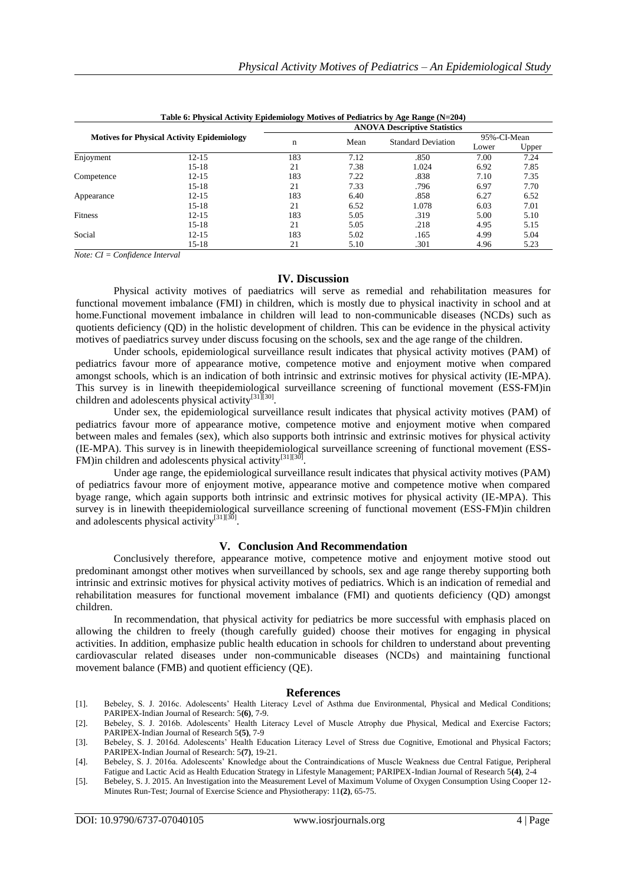**Table 6: Physical Activity Epidemiology Motives of Pediatrics by Age Range (N=204)**

| Motives for Physical Activity Epidemiology | | ANOVA Descriptive Statistics | | | | |
|---|---|---|---|---|---|---|
| | | n | Mean | Standard Deviation | 95%-CI-Mean | |
| | | | | | Lower | Upper |
| Enjoyment | 12-15 | 183 | 7.12 | .850 | 7.00 | 7.24 |
| | 15-18 | 21 | 7.38 | 1.024 | 6.92 | 7.85 |
| Competence | 12-15 | 183 | 7.22 | .838 | 7.10 | 7.35 |
| | 15-18 | 21 | 7.33 | .796 | 6.97 | 7.70 |
| Appearance | 12-15 | 183 | 6.40 | .858 | 6.27 | 6.52 |
| | 15-18 | 21 | 6.52 | 1.078 | 6.03 | 7.01 |
| Fitness | 12-15 | 183 | 5.05 | .319 | 5.00 | 5.10 |
| | 15-18 | 21 | 5.05 | .218 | 4.95 | 5.15 |
| Social | 12-15 | 183 | 5.02 | .165 | 4.99 | 5.04 |
| | 15-18 | 21 | 5.10 | .301 | 4.96 | 5.23 |

*Note: CI = Confidence Interval*

## IV. Discussion

Physical activity motives of paediatrics will serve as remedial and rehabilitation measures for functional movement imbalance (FMI) in children, which is mostly due to physical inactivity in school and at home.Functional movement imbalance in children will lead to non-communicable diseases (NCDs) such as quotients deficiency (QD) in the holistic development of children. This can be evidence in the physical activity motives of paediatrics survey under discuss focusing on the schools, sex and the age range of the children.

Under schools, epidemiological surveillance result indicates that physical activity motives (PAM) of pediatrics favour more of appearance motive, competence motive and enjoyment motive when compared amongst schools, which is an indication of both intrinsic and extrinsic motives for physical activity (IE-MPA). This survey is in linewith theepidemiological surveillance screening of functional movement (ESS-FM)in children and adolescents physical activity[31][30].

Under sex, the epidemiological surveillance result indicates that physical activity motives (PAM) of pediatrics favour more of appearance motive, competence motive and enjoyment motive when compared between males and females (sex), which also supports both intrinsic and extrinsic motives for physical activity (IE-MPA). This survey is in linewith theepidemiological surveillance screening of functional movement (ESS-FM)in children and adolescents physical activity[31][30].

Under age range, the epidemiological surveillance result indicates that physical activity motives (PAM) of pediatrics favour more of enjoyment motive, appearance motive and competence motive when compared byage range, which again supports both intrinsic and extrinsic motives for physical activity (IE-MPA). This survey is in linewith theepidemiological surveillance screening of functional movement (ESS-FM)in children and adolescents physical activity[31][30].

## V. Conclusion And Recommendation

Conclusively therefore, appearance motive, competence motive and enjoyment motive stood out predominant amongst other motives when surveillanced by schools, sex and age range thereby supporting both intrinsic and extrinsic motives for physical activity motives of pediatrics. Which is an indication of remedial and rehabilitation measures for functional movement imbalance (FMI) and quotients deficiency (QD) amongst children.

In recommendation, that physical activity for pediatrics be more successful with emphasis placed on allowing the children to freely (though carefully guided) choose their motives for engaging in physical activities. In addition, emphasize public health education in schools for children to understand about preventing cardiovascular related diseases under non-communicable diseases (NCDs) and maintaining functional movement balance (FMB) and quotient efficiency (QE).

## References

[1]. Bebeley, S. J. 2016c. Adolescents' Health Literacy Level of Asthma due Environmental, Physical and Medical Conditions; PARIPEX-Indian Journal of Research: 5**(6)**, 7-9.

[2]. Bebeley, S. J. 2016b. Adolescents' Health Literacy Level of Muscle Atrophy due Physical, Medical and Exercise Factors; PARIPEX-Indian Journal of Research 5**(5)**, 7-9

[3]. Bebeley, S. J. 2016d. Adolescents' Health Education Literacy Level of Stress due Cognitive, Emotional and Physical Factors; PARIPEX-Indian Journal of Research: 5**(7)**, 19-21.

[4]. Bebeley, S. J. 2016a. Adolescents' Knowledge about the Contraindications of Muscle Weakness due Central Fatigue, Peripheral Fatigue and Lactic Acid as Health Education Strategy in Lifestyle Management; PARIPEX-Indian Journal of Research 5**(4)**, 2-4

[5]. Bebeley, S. J. 2015. An Investigation into the Measurement Level of Maximum Volume of Oxygen Consumption Using Cooper 12-Minutes Run-Test; Journal of Exercise Science and Physiotherapy: 11**(2)**, 65-75.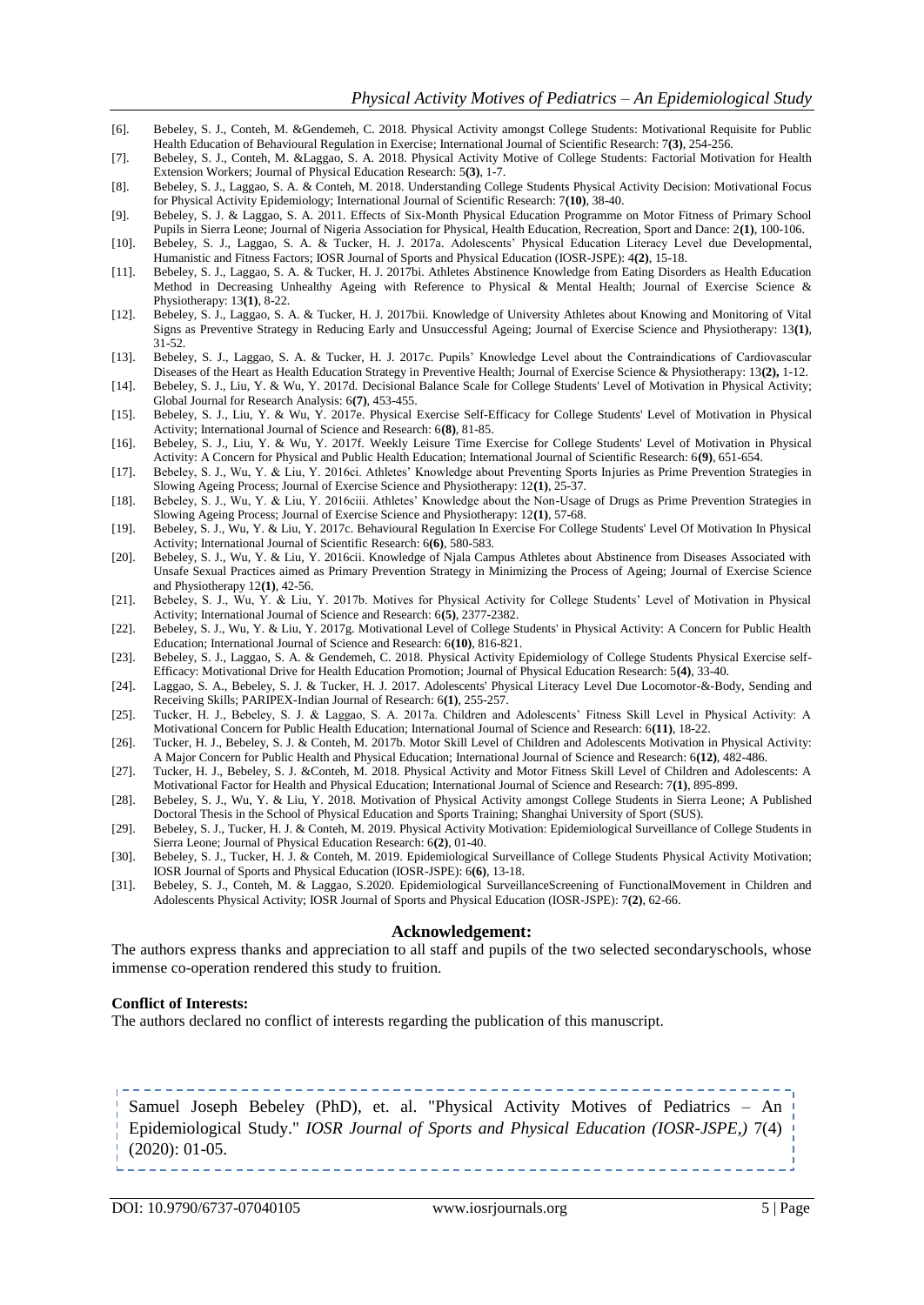[6]. Bebeley, S. J., Conteh, M. &Gendemeh, C. 2018. Physical Activity amongst College Students: Motivational Requisite for Public Health Education of Behavioural Regulation in Exercise; International Journal of Scientific Research: 7**(3)**, 254-256.

[7]. Bebeley, S. J., Conteh, M. &Laggao, S. A. 2018. Physical Activity Motive of College Students: Factorial Motivation for Health Extension Workers; Journal of Physical Education Research: 5**(3)**, 1-7.

[8]. Bebeley, S. J., Laggao, S. A. & Conteh, M. 2018. Understanding College Students Physical Activity Decision: Motivational Focus for Physical Activity Epidemiology; International Journal of Scientific Research: 7**(10)**, 38-40.

[9]. Bebeley, S. J. & Laggao, S. A. 2011. Effects of Six-Month Physical Education Programme on Motor Fitness of Primary School Pupils in Sierra Leone; Journal of Nigeria Association for Physical, Health Education, Recreation, Sport and Dance: 2**(1)**, 100-106.

[10]. Bebeley, S. J., Laggao, S. A. & Tucker, H. J. 2017a. Adolescents' Physical Education Literacy Level due Developmental, Humanistic and Fitness Factors; IOSR Journal of Sports and Physical Education (IOSR-JSPE): 4**(2)**, 15-18.

[11]. Bebeley, S. J., Laggao, S. A. & Tucker, H. J. 2017bi. Athletes Abstinence Knowledge from Eating Disorders as Health Education Method in Decreasing Unhealthy Ageing with Reference to Physical & Mental Health; Journal of Exercise Science & Physiotherapy: 13**(1)**, 8-22.

[12]. Bebeley, S. J., Laggao, S. A. & Tucker, H. J. 2017bii. Knowledge of University Athletes about Knowing and Monitoring of Vital Signs as Preventive Strategy in Reducing Early and Unsuccessful Ageing; Journal of Exercise Science and Physiotherapy: 13**(1)**, 31-52.

[13]. Bebeley, S. J., Laggao, S. A. & Tucker, H. J. 2017c. Pupils' Knowledge Level about the Contraindications of Cardiovascular Diseases of the Heart as Health Education Strategy in Preventive Health; Journal of Exercise Science & Physiotherapy: 13**(2),** 1-12.

[14]. Bebeley, S. J., Liu, Y. & Wu, Y. 2017d. Decisional Balance Scale for College Students' Level of Motivation in Physical Activity; Global Journal for Research Analysis: 6**(7)**, 453-455.

[15]. Bebeley, S. J., Liu, Y. & Wu, Y. 2017e. Physical Exercise Self-Efficacy for College Students' Level of Motivation in Physical Activity; International Journal of Science and Research: 6**(8)**, 81-85.

[16]. Bebeley, S. J., Liu, Y. & Wu, Y. 2017f. Weekly Leisure Time Exercise for College Students' Level of Motivation in Physical Activity: A Concern for Physical and Public Health Education; International Journal of Scientific Research: 6**(9)**, 651-654.

[17]. Bebeley, S. J., Wu, Y. & Liu, Y. 2016ci. Athletes' Knowledge about Preventing Sports Injuries as Prime Prevention Strategies in Slowing Ageing Process; Journal of Exercise Science and Physiotherapy: 12**(1)**, 25-37.

[18]. Bebeley, S. J., Wu, Y. & Liu, Y. 2016ciii. Athletes' Knowledge about the Non-Usage of Drugs as Prime Prevention Strategies in Slowing Ageing Process; Journal of Exercise Science and Physiotherapy: 12**(1)**, 57-68.

[19]. Bebeley, S. J., Wu, Y. & Liu, Y. 2017c. Behavioural Regulation In Exercise For College Students' Level Of Motivation In Physical Activity; International Journal of Scientific Research: 6**(6)**, 580-583.

[20]. Bebeley, S. J., Wu, Y. & Liu, Y. 2016cii. Knowledge of Njala Campus Athletes about Abstinence from Diseases Associated with Unsafe Sexual Practices aimed as Primary Prevention Strategy in Minimizing the Process of Ageing; Journal of Exercise Science and Physiotherapy 12**(1)**, 42-56.

[21]. Bebeley, S. J., Wu, Y. & Liu, Y. 2017b. Motives for Physical Activity for College Students' Level of Motivation in Physical Activity; International Journal of Science and Research: 6**(5)**, 2377-2382.

[22]. Bebeley, S. J., Wu, Y. & Liu, Y. 2017g. Motivational Level of College Students' in Physical Activity: A Concern for Public Health Education; International Journal of Science and Research: 6**(10)**, 816-821.

[23]. Bebeley, S. J., Laggao, S. A. & Gendemeh, C. 2018. Physical Activity Epidemiology of College Students Physical Exercise self-Efficacy: Motivational Drive for Health Education Promotion; Journal of Physical Education Research: 5**(4)**, 33-40.

[24]. Laggao, S. A., Bebeley, S. J. & Tucker, H. J. 2017. Adolescents' Physical Literacy Level Due Locomotor-&-Body, Sending and Receiving Skills; PARIPEX-Indian Journal of Research: 6**(1)**, 255-257.

[25]. Tucker, H. J., Bebeley, S. J. & Laggao, S. A. 2017a. Children and Adolescents' Fitness Skill Level in Physical Activity: A Motivational Concern for Public Health Education; International Journal of Science and Research: 6**(11)**, 18-22.

[26]. Tucker, H. J., Bebeley, S. J. & Conteh, M. 2017b. Motor Skill Level of Children and Adolescents Motivation in Physical Activity: A Major Concern for Public Health and Physical Education; International Journal of Science and Research: 6**(12)**, 482-486.

[27]. Tucker, H. J., Bebeley, S. J. &Conteh, M. 2018. Physical Activity and Motor Fitness Skill Level of Children and Adolescents: A Motivational Factor for Health and Physical Education; International Journal of Science and Research: 7**(1)**, 895-899.

[28]. Bebeley, S. J., Wu, Y. & Liu, Y. 2018. Motivation of Physical Activity amongst College Students in Sierra Leone; A Published Doctoral Thesis in the School of Physical Education and Sports Training; Shanghai University of Sport (SUS).

[29]. Bebeley, S. J., Tucker, H. J. & Conteh, M. 2019. Physical Activity Motivation: Epidemiological Surveillance of College Students in Sierra Leone; Journal of Physical Education Research: 6**(2)**, 01-40.

[30]. Bebeley, S. J., Tucker, H. J. & Conteh, M. 2019. Epidemiological Surveillance of College Students Physical Activity Motivation; IOSR Journal of Sports and Physical Education (IOSR-JSPE): 6**(6)**, 13-18.

[31]. Bebeley, S. J., Conteh, M. & Laggao, S.2020. Epidemiological SurveillanceScreening of FunctionalMovement in Children and Adolescents Physical Activity; IOSR Journal of Sports and Physical Education (IOSR-JSPE): 7**(2)**, 62-66.

## Acknowledgement:

The authors express thanks and appreciation to all staff and pupils of the two selected secondaryschools, whose immense co-operation rendered this study to fruition.

**Conflict of Interests:**

The authors declared no conflict of interests regarding the publication of this manuscript.

Samuel Joseph Bebeley (PhD), et. al. "Physical Activity Motives of Pediatrics – An Epidemiological Study." *IOSR Journal of Sports and Physical Education (IOSR-JSPE,)* 7(4) (2020): 01-05.